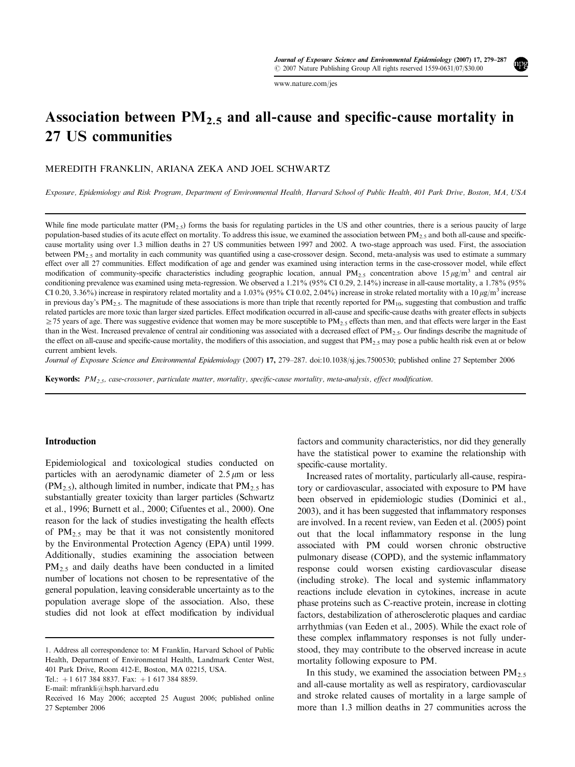# Association between $PM_{2.5}$ and all-cause and specific-cause mortality in 27 US communities

MEREDITH FRANKLIN, ARIANA ZEKA AND JOEL SCHWARTZ

*Exposure, Epidemiology and Risk Program, Department of Environmental Health, Harvard School of Public Health, 401 Park Drive, Boston, MA, USA*

While fine mode particulate matter ($PM_{2.5}$) forms the basis for regulating particles in the US and other countries, there is a serious paucity of large population-based studies of its acute effect on mortality. To address this issue, we examined the association between $PM_{2.5}$ and both all-cause and specific-cause mortality using over 1.3 million deaths in 27 US communities between 1997 and 2002. A two-stage approach was used. First, the association between $PM_{2.5}$ and mortality in each community was quantified using a case-crossover design. Second, meta-analysis was used to estimate a summary effect over all 27 communities. Effect modification of age and gender was examined using interaction terms in the case-crossover model, while effect modification of community-specific characteristics including geographic location, annual $PM_{2.5}$ concentration above $15\,\mu g/m^3$ and central air conditioning prevalence was examined using meta-regression. We observed a 1.21% (95% CI 0.29, 2.14%) increase in all-cause mortality, a 1.78% (95% CI 0.20, 3.36%) increase in respiratory related mortality and a 1.03% (95% CI 0.02, 2.04%) increase in stroke related mortality with a $10\,\mu g/m^3$ increase in previous day's $PM_{2.5}$. The magnitude of these associations is more than triple that recently reported for $PM_{10}$, suggesting that combustion and traffic related particles are more toxic than larger sized particles. Effect modification occurred in all-cause and specific-cause deaths with greater effects in subjects $\geq 75$ years of age. There was suggestive evidence that women may be more susceptible to $PM_{2.5}$ effects than men, and that effects were larger in the East than in the West. Increased prevalence of central air conditioning was associated with a decreased effect of $PM_{2.5}$. Our findings describe the magnitude of the effect on all-cause and specific-cause mortality, the modifiers of this association, and suggest that $PM_{2.5}$ may pose a public health risk even at or below current ambient levels.

*Journal of Exposure Science and Environmental Epidemiology* (2007) **17**, 279–287. doi:10.1038/sj.jes.7500530; published online 27 September 2006

**Keywords:** *$PM_{2.5}$, case-crossover, particulate matter, mortality, specific-cause mortality, meta-analysis, effect modification.*

## Introduction

Epidemiological and toxicological studies conducted on particles with an aerodynamic diameter of $2.5\,\mu m$ or less ($PM_{2.5}$), although limited in number, indicate that $PM_{2.5}$ has substantially greater toxicity than larger particles (Schwartz et al., 1996; Burnett et al., 2000; Cifuentes et al., 2000). One reason for the lack of studies investigating the health effects of $PM_{2.5}$ may be that it was not consistently monitored by the Environmental Protection Agency (EPA) until 1999. Additionally, studies examining the association between $PM_{2.5}$ and daily deaths have been conducted in a limited number of locations not chosen to be representative of the general population, leaving considerable uncertainty as to the population average slope of the association. Also, these studies did not look at effect modification by individual factors and community characteristics, nor did they generally have the statistical power to examine the relationship with specific-cause mortality.

Increased rates of mortality, particularly all-cause, respiratory or cardiovascular, associated with exposure to PM have been observed in epidemiologic studies (Dominici et al., 2003), and it has been suggested that inflammatory responses are involved. In a recent review, van Eeden et al. (2005) point out that the local inflammatory response in the lung associated with PM could worsen chronic obstructive pulmonary disease (COPD), and the systemic inflammatory response could worsen existing cardiovascular disease (including stroke). The local and systemic inflammatory reactions include elevation in cytokines, increase in acute phase proteins such as C-reactive protein, increase in clotting factors, destabilization of atherosclerotic plaques and cardiac arrhythmias (van Eeden et al., 2005). While the exact role of these complex inflammatory responses is not fully understood, they may contribute to the observed increase in acute mortality following exposure to PM.

In this study, we examined the association between $PM_{2.5}$ and all-cause mortality as well as respiratory, cardiovascular and stroke related causes of mortality in a large sample of more than 1.3 million deaths in 27 communities across the

---

1. Address all correspondence to: M Franklin, Harvard School of Public Health, Department of Environmental Health, Landmark Center West, 401 Park Drive, Room 412-E, Boston, MA 02215, USA.
Tel.: +1 617 384 8837. Fax: +1 617 384 8859.
E-mail: mfrankli@hsph.harvard.edu

Received 16 May 2006; accepted 25 August 2006; published online 27 September 2006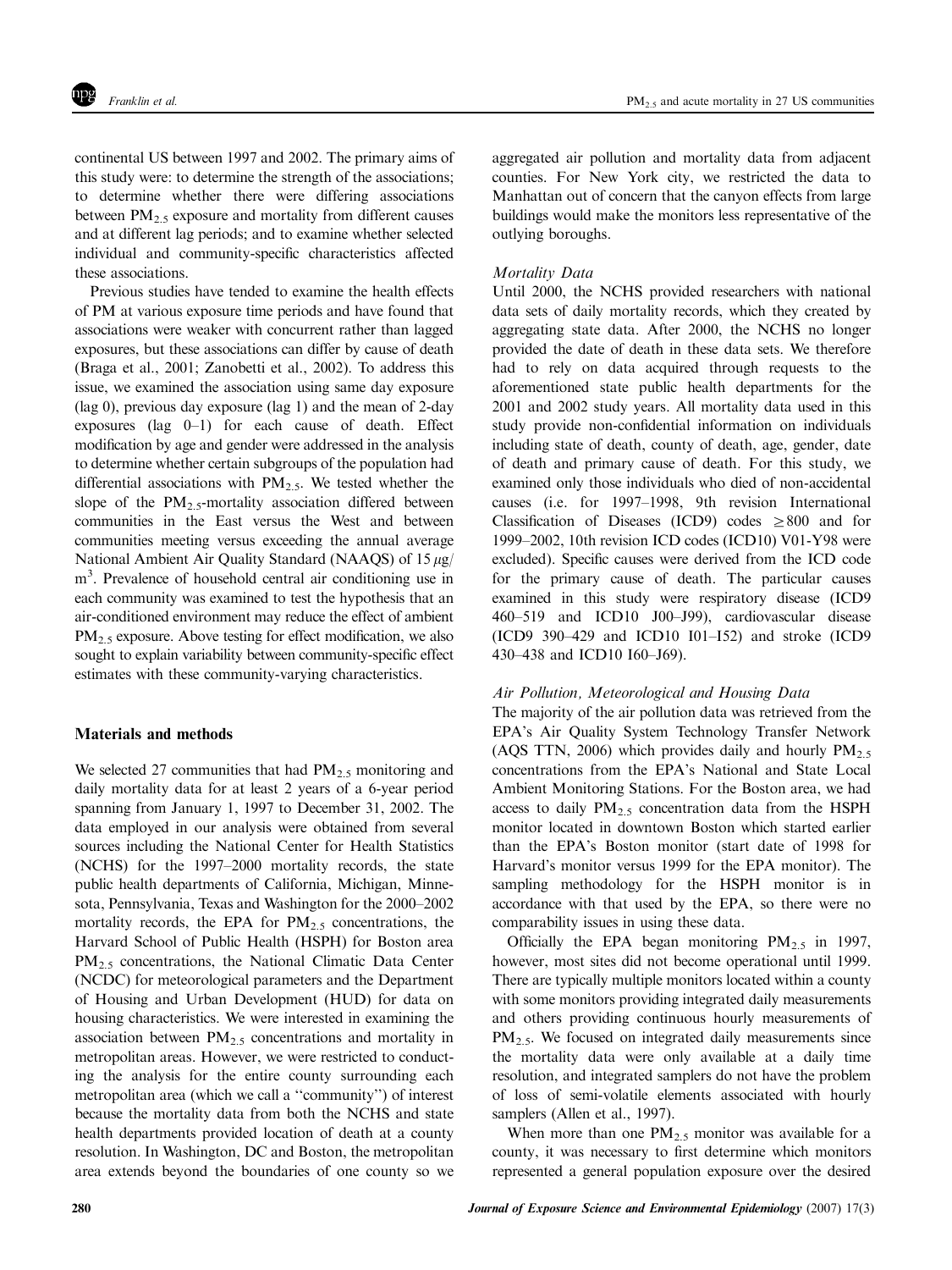continental US between 1997 and 2002. The primary aims of this study were: to determine the strength of the associations; to determine whether there were differing associations between $PM_{2.5}$ exposure and mortality from different causes and at different lag periods; and to examine whether selected individual and community-specific characteristics affected these associations.

Previous studies have tended to examine the health effects of PM at various exposure time periods and have found that associations were weaker with concurrent rather than lagged exposures, but these associations can differ by cause of death (Braga et al., 2001; Zanobetti et al., 2002). To address this issue, we examined the association using same day exposure (lag 0), previous day exposure (lag 1) and the mean of 2-day exposures (lag 0–1) for each cause of death. Effect modification by age and gender were addressed in the analysis to determine whether certain subgroups of the population had differential associations with $PM_{2.5}$. We tested whether the slope of the $PM_{2.5}$-mortality association differed between communities in the East versus the West and between communities meeting versus exceeding the annual average National Ambient Air Quality Standard (NAAQS) of 15 $\mu g/m^3$. Prevalence of household central air conditioning use in each community was examined to test the hypothesis that an air-conditioned environment may reduce the effect of ambient $PM_{2.5}$ exposure. Above testing for effect modification, we also sought to explain variability between community-specific effect estimates with these community-varying characteristics.

## Materials and methods

We selected 27 communities that had $PM_{2.5}$ monitoring and daily mortality data for at least 2 years of a 6-year period spanning from January 1, 1997 to December 31, 2002. The data employed in our analysis were obtained from several sources including the National Center for Health Statistics (NCHS) for the 1997–2000 mortality records, the state public health departments of California, Michigan, Minnesota, Pennsylvania, Texas and Washington for the 2000–2002 mortality records, the EPA for $PM_{2.5}$ concentrations, the Harvard School of Public Health (HSPH) for Boston area $PM_{2.5}$ concentrations, the National Climatic Data Center (NCDC) for meteorological parameters and the Department of Housing and Urban Development (HUD) for data on housing characteristics. We were interested in examining the association between $PM_{2.5}$ concentrations and mortality in metropolitan areas. However, we were restricted to conducting the analysis for the entire county surrounding each metropolitan area (which we call a "community") of interest because the mortality data from both the NCHS and state health departments provided location of death at a county resolution. In Washington, DC and Boston, the metropolitan area extends beyond the boundaries of one county so we aggregated air pollution and mortality data from adjacent counties. For New York city, we restricted the data to Manhattan out of concern that the canyon effects from large buildings would make the monitors less representative of the outlying boroughs.

### *Mortality Data*

Until 2000, the NCHS provided researchers with national data sets of daily mortality records, which they created by aggregating state data. After 2000, the NCHS no longer provided the date of death in these data sets. We therefore had to rely on data acquired through requests to the aforementioned state public health departments for the 2001 and 2002 study years. All mortality data used in this study provide non-confidential information on individuals including state of death, county of death, age, gender, date of death and primary cause of death. For this study, we examined only those individuals who died of non-accidental causes (i.e. for 1997–1998, 9th revision International Classification of Diseases (ICD9) codes $\geq 800$ and for 1999–2002, 10th revision ICD codes (ICD10) V01-Y98 were excluded). Specific causes were derived from the ICD code for the primary cause of death. The particular causes examined in this study were respiratory disease (ICD9 460–519 and ICD10 J00–J99), cardiovascular disease (ICD9 390–429 and ICD10 I01–I52) and stroke (ICD9 430–438 and ICD10 I60–J69).

### *Air Pollution, Meteorological and Housing Data*

The majority of the air pollution data was retrieved from the EPA's Air Quality System Technology Transfer Network (AQS TTN, 2006) which provides daily and hourly $PM_{2.5}$ concentrations from the EPA's National and State Local Ambient Monitoring Stations. For the Boston area, we had access to daily $PM_{2.5}$ concentration data from the HSPH monitor located in downtown Boston which started earlier than the EPA's Boston monitor (start date of 1998 for Harvard's monitor versus 1999 for the EPA monitor). The sampling methodology for the HSPH monitor is in accordance with that used by the EPA, so there were no comparability issues in using these data.

Officially the EPA began monitoring $PM_{2.5}$ in 1997, however, most sites did not become operational until 1999. There are typically multiple monitors located within a county with some monitors providing integrated daily measurements and others providing continuous hourly measurements of $PM_{2.5}$. We focused on integrated daily measurements since the mortality data were only available at a daily time resolution, and integrated samplers do not have the problem of loss of semi-volatile elements associated with hourly samplers (Allen et al., 1997).

When more than one $PM_{2.5}$ monitor was available for a county, it was necessary to first determine which monitors represented a general population exposure over the desired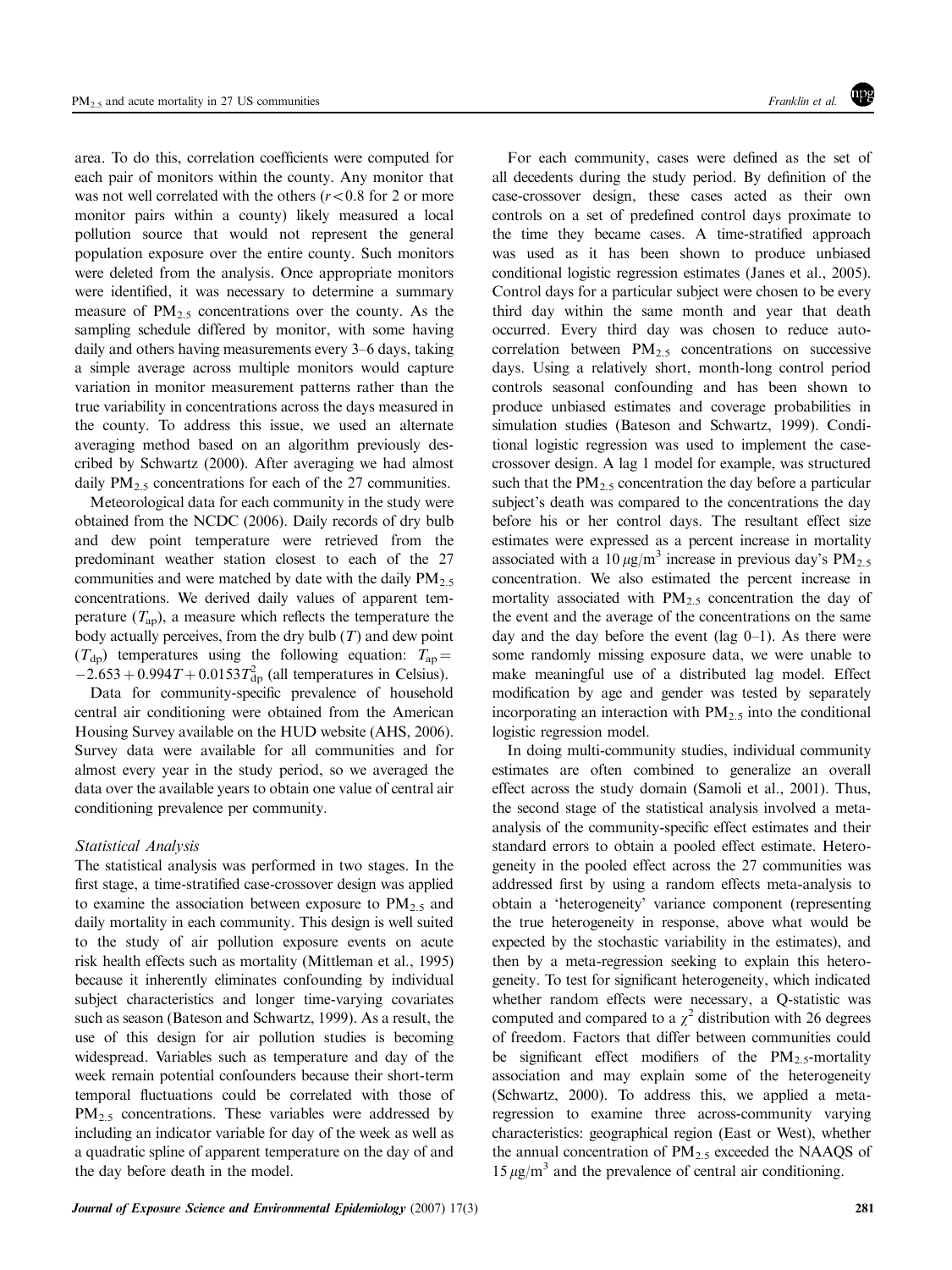area. To do this, correlation coefficients were computed for each pair of monitors within the county. Any monitor that was not well correlated with the others ($r<0.8$ for 2 or more monitor pairs within a county) likely measured a local pollution source that would not represent the general population exposure over the entire county. Such monitors were deleted from the analysis. Once appropriate monitors were identified, it was necessary to determine a summary measure of $PM_{2.5}$ concentrations over the county. As the sampling schedule differed by monitor, with some having daily and others having measurements every 3–6 days, taking a simple average across multiple monitors would capture variation in monitor measurement patterns rather than the true variability in concentrations across the days measured in the county. To address this issue, we used an alternate averaging method based on an algorithm previously described by Schwartz (2000). After averaging we had almost daily $PM_{2.5}$ concentrations for each of the 27 communities.

Meteorological data for each community in the study were obtained from the NCDC (2006). Daily records of dry bulb and dew point temperature were retrieved from the predominant weather station closest to each of the 27 communities and were matched by date with the daily $PM_{2.5}$ concentrations. We derived daily values of apparent temperature ($T_{ap}$), a measure which reflects the temperature the body actually perceives, from the dry bulb ($T$) and dew point ($T_{dp}$) temperatures using the following equation: $T_{ap} = -2.653 + 0.994T + 0.0153T_{dp}^2$ (all temperatures in Celsius).

Data for community-specific prevalence of household central air conditioning were obtained from the American Housing Survey available on the HUD website (AHS, 2006). Survey data were available for all communities and for almost every year in the study period, so we averaged the data over the available years to obtain one value of central air conditioning prevalence per community.

### *Statistical Analysis*

The statistical analysis was performed in two stages. In the first stage, a time-stratified case-crossover design was applied to examine the association between exposure to $PM_{2.5}$ and daily mortality in each community. This design is well suited to the study of air pollution exposure events on acute risk health effects such as mortality (Mittleman et al., 1995) because it inherently eliminates confounding by individual subject characteristics and longer time-varying covariates such as season (Bateson and Schwartz, 1999). As a result, the use of this design for air pollution studies is becoming widespread. Variables such as temperature and day of the week remain potential confounders because their short-term temporal fluctuations could be correlated with those of $PM_{2.5}$ concentrations. These variables were addressed by including an indicator variable for day of the week as well as a quadratic spline of apparent temperature on the day of and the day before death in the model.

For each community, cases were defined as the set of all decedents during the study period. By definition of the case-crossover design, these cases acted as their own controls on a set of predefined control days proximate to the time they became cases. A time-stratified approach was used as it has been shown to produce unbiased conditional logistic regression estimates (Janes et al., 2005). Control days for a particular subject were chosen to be every third day within the same month and year that death occurred. Every third day was chosen to reduce autocorrelation between $PM_{2.5}$ concentrations on successive days. Using a relatively short, month-long control period controls seasonal confounding and has been shown to produce unbiased estimates and coverage probabilities in simulation studies (Bateson and Schwartz, 1999). Conditional logistic regression was used to implement the case-crossover design. A lag 1 model for example, was structured such that the $PM_{2.5}$ concentration the day before a particular subject's death was compared to the concentrations the day before his or her control days. The resultant effect size estimates were expressed as a percent increase in mortality associated with a $10\,\mu g/m^3$ increase in previous day's $PM_{2.5}$ concentration. We also estimated the percent increase in mortality associated with $PM_{2.5}$ concentration the day of the event and the average of the concentrations on the same day and the day before the event (lag 0–1). As there were some randomly missing exposure data, we were unable to make meaningful use of a distributed lag model. Effect modification by age and gender was tested by separately incorporating an interaction with $PM_{2.5}$ into the conditional logistic regression model.

In doing multi-community studies, individual community estimates are often combined to generalize an overall effect across the study domain (Samoli et al., 2001). Thus, the second stage of the statistical analysis involved a meta-analysis of the community-specific effect estimates and their standard errors to obtain a pooled effect estimate. Heterogeneity in the pooled effect across the 27 communities was addressed first by using a random effects meta-analysis to obtain a 'heterogeneity' variance component (representing the true heterogeneity in response, above what would be expected by the stochastic variability in the estimates), and then by a meta-regression seeking to explain this heterogeneity. To test for significant heterogeneity, which indicated whether random effects were necessary, a Q-statistic was computed and compared to a $\chi^2$ distribution with 26 degrees of freedom. Factors that differ between communities could be significant effect modifiers of the $PM_{2.5}$-mortality association and may explain some of the heterogeneity (Schwartz, 2000). To address this, we applied a meta-regression to examine three across-community varying characteristics: geographical region (East or West), whether the annual concentration of $PM_{2.5}$ exceeded the NAAQS of $15\,\mu g/m^3$ and the prevalence of central air conditioning.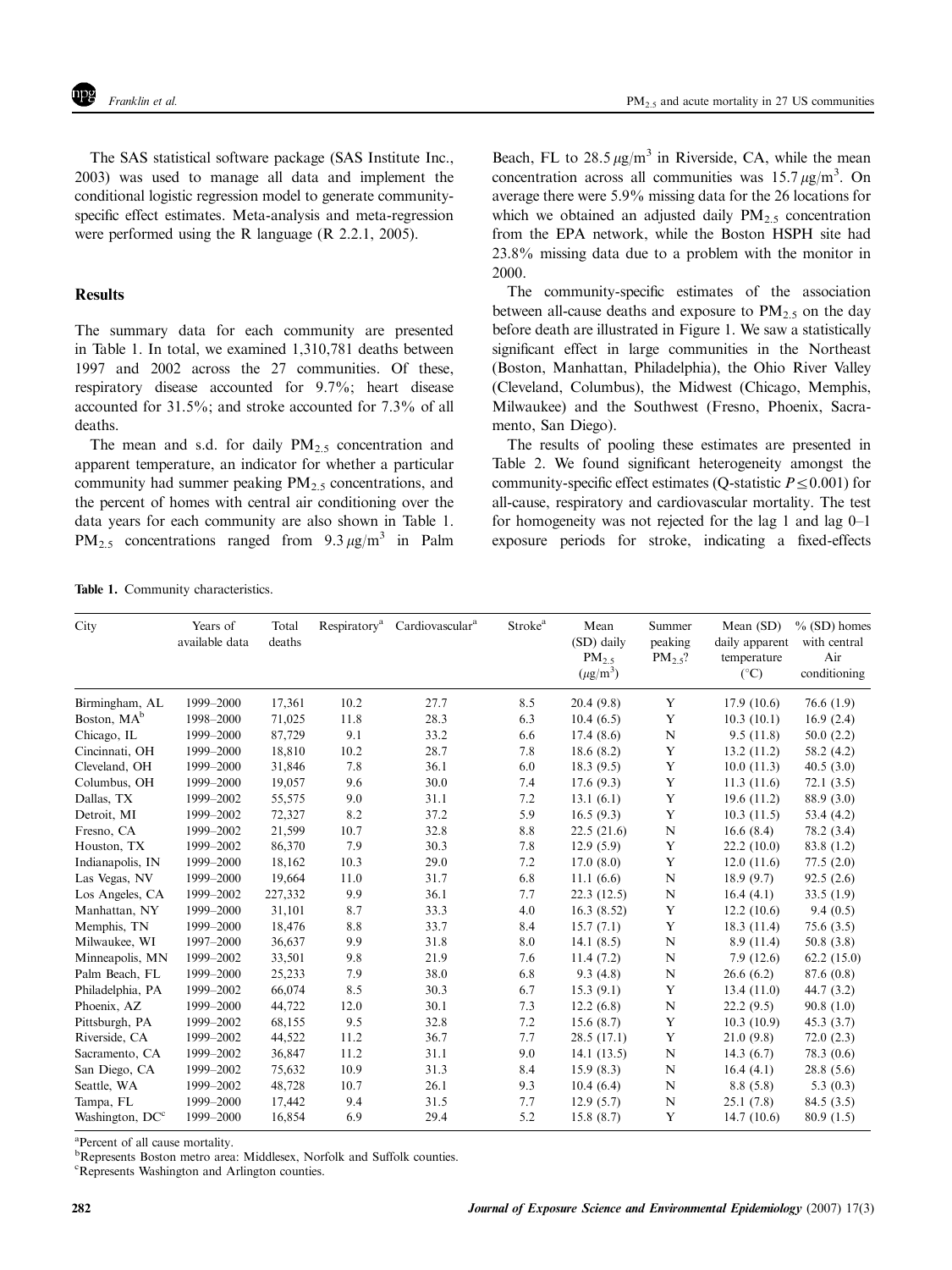The SAS statistical software package (SAS Institute Inc., 2003) was used to manage all data and implement the conditional logistic regression model to generate community-specific effect estimates. Meta-analysis and meta-regression were performed using the R language (R 2.2.1, 2005).

## Results

The summary data for each community are presented in Table 1. In total, we examined 1,310,781 deaths between 1997 and 2002 across the 27 communities. Of these, respiratory disease accounted for 9.7%; heart disease accounted for 31.5%; and stroke accounted for 7.3% of all deaths.

The mean and s.d. for daily $PM_{2.5}$ concentration and apparent temperature, an indicator for whether a particular community had summer peaking $PM_{2.5}$ concentrations, and the percent of homes with central air conditioning over the data years for each community are also shown in Table 1. $PM_{2.5}$ concentrations ranged from 9.3 $\mu g/m^3$ in Palm Beach, FL to 28.5 $\mu g/m^3$ in Riverside, CA, while the mean concentration across all communities was 15.7 $\mu g/m^3$. On average there were 5.9% missing data for the 26 locations for which we obtained an adjusted daily $PM_{2.5}$ concentration from the EPA network, while the Boston HSPH site had 23.8% missing data due to a problem with the monitor in 2000.

The community-specific estimates of the association between all-cause deaths and exposure to $PM_{2.5}$ on the day before death are illustrated in Figure 1. We saw a statistically significant effect in large communities in the Northeast (Boston, Manhattan, Philadelphia), the Ohio River Valley (Cleveland, Columbus), the Midwest (Chicago, Memphis, Milwaukee) and the Southwest (Fresno, Phoenix, Sacramento, San Diego).

The results of pooling these estimates are presented in Table 2. We found significant heterogeneity amongst the community-specific effect estimates (Q-statistic $P \leq 0.001$) for all-cause, respiratory and cardiovascular mortality. The test for homogeneity was not rejected for the lag 1 and lag 0–1 exposure periods for stroke, indicating a fixed-effects

**Table 1.** Community characteristics.

| City | Years of available data | Total deaths | Respiratory[a] | Cardiovascular[a] | Stroke[a] | Mean (SD) daily $PM_{2.5}$ ($\mu g/m^3$) | Summer peaking $PM_{2.5}$? | Mean (SD) daily apparent temperature (°C) | % (SD) homes with central Air conditioning |
|---|---|---|---|---|---|---|---|---|---|
| Birmingham, AL | 1999–2000 | 17,361 | 10.2 | 27.7 | 8.5 | 20.4 (9.8) | Y | 17.9 (10.6) | 76.6 (1.9) |
| Boston, MA[b] | 1998–2000 | 71,025 | 11.8 | 28.3 | 6.3 | 10.4 (6.5) | Y | 10.3 (10.1) | 16.9 (2.4) |
| Chicago, IL | 1999–2000 | 87,729 | 9.1 | 33.2 | 6.6 | 17.4 (8.6) | N | 9.5 (11.8) | 50.0 (2.2) |
| Cincinnati, OH | 1999–2000 | 18,810 | 10.2 | 28.7 | 7.8 | 18.6 (8.2) | Y | 13.2 (11.2) | 58.2 (4.2) |
| Cleveland, OH | 1999–2000 | 31,846 | 7.8 | 36.1 | 6.0 | 18.3 (9.5) | Y | 10.0 (11.3) | 40.5 (3.0) |
| Columbus, OH | 1999–2000 | 19,057 | 9.6 | 30.0 | 7.4 | 17.6 (9.3) | Y | 11.3 (11.6) | 72.1 (3.5) |
| Dallas, TX | 1999–2002 | 55,575 | 9.0 | 31.1 | 7.2 | 13.1 (6.1) | Y | 19.6 (11.2) | 88.9 (3.0) |
| Detroit, MI | 1999–2002 | 72,327 | 8.2 | 37.2 | 5.9 | 16.5 (9.3) | Y | 10.3 (11.5) | 53.4 (4.2) |
| Fresno, CA | 1999–2002 | 21,599 | 10.7 | 32.8 | 8.8 | 22.5 (21.6) | N | 16.6 (8.4) | 78.2 (3.4) |
| Houston, TX | 1999–2002 | 86,370 | 7.9 | 30.3 | 7.8 | 12.9 (5.9) | Y | 22.2 (10.0) | 83.8 (1.2) |
| Indianapolis, IN | 1999–2000 | 18,162 | 10.3 | 29.0 | 7.2 | 17.0 (8.0) | Y | 12.0 (11.6) | 77.5 (2.0) |
| Las Vegas, NV | 1999–2000 | 19,664 | 11.0 | 31.7 | 6.8 | 11.1 (6.6) | N | 18.9 (9.7) | 92.5 (2.6) |
| Los Angeles, CA | 1999–2002 | 227,332 | 9.9 | 36.1 | 7.7 | 22.3 (12.5) | N | 16.4 (4.1) | 33.5 (1.9) |
| Manhattan, NY | 1999–2000 | 31,101 | 8.7 | 33.3 | 4.0 | 16.3 (8.52) | Y | 12.2 (10.6) | 9.4 (0.5) |
| Memphis, TN | 1999–2000 | 18,476 | 8.8 | 33.7 | 8.4 | 15.7 (7.1) | Y | 18.3 (11.4) | 75.6 (3.5) |
| Milwaukee, WI | 1997–2000 | 36,637 | 9.9 | 31.8 | 8.0 | 14.1 (8.5) | N | 8.9 (11.4) | 50.8 (3.8) |
| Minneapolis, MN | 1999–2002 | 33,501 | 9.8 | 21.9 | 7.6 | 11.4 (7.2) | N | 7.9 (12.6) | 62.2 (15.0) |
| Palm Beach, FL | 1999–2000 | 25,233 | 7.9 | 38.0 | 6.8 | 9.3 (4.8) | N | 26.6 (6.2) | 87.6 (0.8) |
| Philadelphia, PA | 1999–2002 | 66,074 | 8.5 | 30.3 | 6.7 | 15.3 (9.1) | Y | 13.4 (11.0) | 44.7 (3.2) |
| Phoenix, AZ | 1999–2000 | 44,722 | 12.0 | 30.1 | 7.3 | 12.2 (6.8) | N | 22.2 (9.5) | 90.8 (1.0) |
| Pittsburgh, PA | 1999–2002 | 68,155 | 9.5 | 32.8 | 7.2 | 15.6 (8.7) | Y | 10.3 (10.9) | 45.3 (3.7) |
| Riverside, CA | 1999–2002 | 44,522 | 11.2 | 36.7 | 7.7 | 28.5 (17.1) | Y | 21.0 (9.8) | 72.0 (2.3) |
| Sacramento, CA | 1999–2002 | 36,847 | 11.2 | 31.1 | 9.0 | 14.1 (13.5) | N | 14.3 (6.7) | 78.3 (0.6) |
| San Diego, CA | 1999–2002 | 75,632 | 10.9 | 31.3 | 8.4 | 15.9 (8.3) | N | 16.4 (4.1) | 28.8 (5.6) |
| Seattle, WA | 1999–2002 | 48,728 | 10.7 | 26.1 | 9.3 | 10.4 (6.4) | N | 8.8 (5.8) | 5.3 (0.3) |
| Tampa, FL | 1999–2000 | 17,442 | 9.4 | 31.5 | 7.7 | 12.9 (5.7) | N | 25.1 (7.8) | 84.5 (3.5) |
| Washington, DC[c] | 1999–2000 | 16,854 | 6.9 | 29.4 | 5.2 | 15.8 (8.7) | Y | 14.7 (10.6) | 80.9 (1.5) |

[a]Percent of all cause mortality.
[b]Represents Boston metro area: Middlesex, Norfolk and Suffolk counties.
[c]Represents Washington and Arlington counties.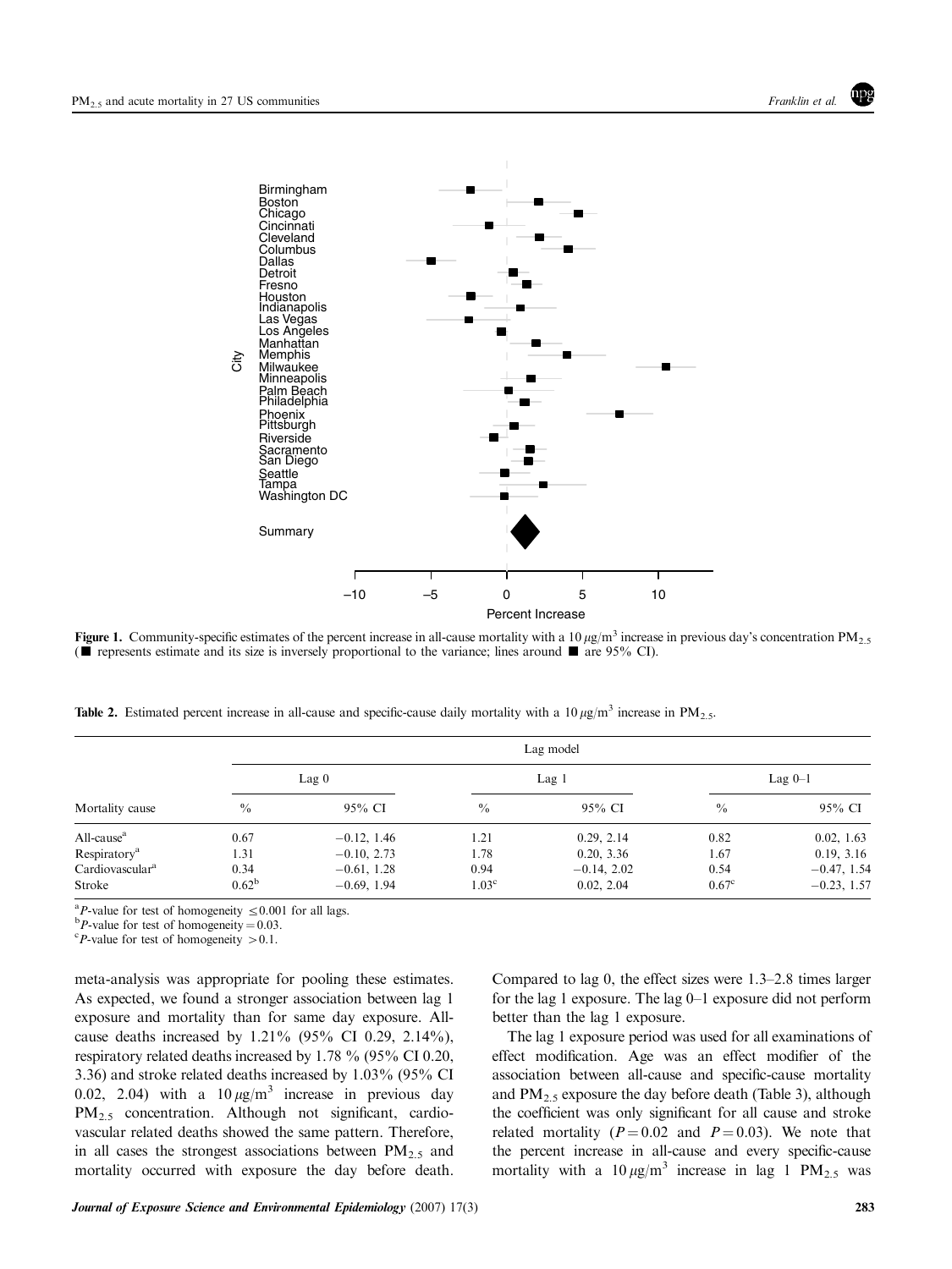Figure 1. Community-specific estimates of the percent increase in all-cause mortality with a 10 $\mu g/m^3$ increase in previous day's concentration $PM_{2.5}$ (■ represents estimate and its size is inversely proportional to the variance; lines around ■ are 95% CI).

Table 2. Estimated percent increase in all-cause and specific-cause daily mortality with a 10 $\mu g/m^3$ increase in $PM_{2.5}$.

| Mortality cause | Lag model | | | | | |
|---|---|---|---|---|---|---|
| | Lag 0 | | Lag 1 | | Lag 0–1 | |
| | % | 95% CI | % | 95% CI | % | 95% CI |
| All-cause[a] | 0.67 | −0.12, 1.46 | 1.21 | 0.29, 2.14 | 0.82 | 0.02, 1.63 |
| Respiratory[a] | 1.31 | −0.10, 2.73 | 1.78 | 0.20, 3.36 | 1.67 | 0.19, 3.16 |
| Cardiovascular[a] | 0.34 | −0.61, 1.28 | 0.94 | −0.14, 2.02 | 0.54 | −0.47, 1.54 |
| Stroke | 0.62[b] | −0.69, 1.94 | 1.03[c] | 0.02, 2.04 | 0.67[c] | −0.23, 1.57 |

[a]$P$-value for test of homogeneity $\leq 0.001$ for all lags.
[b]$P$-value for test of homogeneity $= 0.03$.
[c]$P$-value for test of homogeneity $> 0.1$.

meta-analysis was appropriate for pooling these estimates. As expected, we found a stronger association between lag 1 exposure and mortality than for same day exposure. All-cause deaths increased by 1.21% (95% CI 0.29, 2.14%), respiratory related deaths increased by 1.78 % (95% CI 0.20, 3.36) and stroke related deaths increased by 1.03% (95% CI 0.02, 2.04) with a 10 $\mu g/m^3$ increase in previous day $PM_{2.5}$ concentration. Although not significant, cardiovascular related deaths showed the same pattern. Therefore, in all cases the strongest associations between $PM_{2.5}$ and mortality occurred with exposure the day before death. Compared to lag 0, the effect sizes were 1.3–2.8 times larger for the lag 1 exposure. The lag 0–1 exposure did not perform better than the lag 1 exposure.

The lag 1 exposure period was used for all examinations of effect modification. Age was an effect modifier of the association between all-cause and specific-cause mortality and $PM_{2.5}$ exposure the day before death (Table 3), although the coefficient was only significant for all cause and stroke related mortality ($P = 0.02$ and $P = 0.03$). We note that the percent increase in all-cause and every specific-cause mortality with a 10 $\mu g/m^3$ increase in lag 1 $PM_{2.5}$ was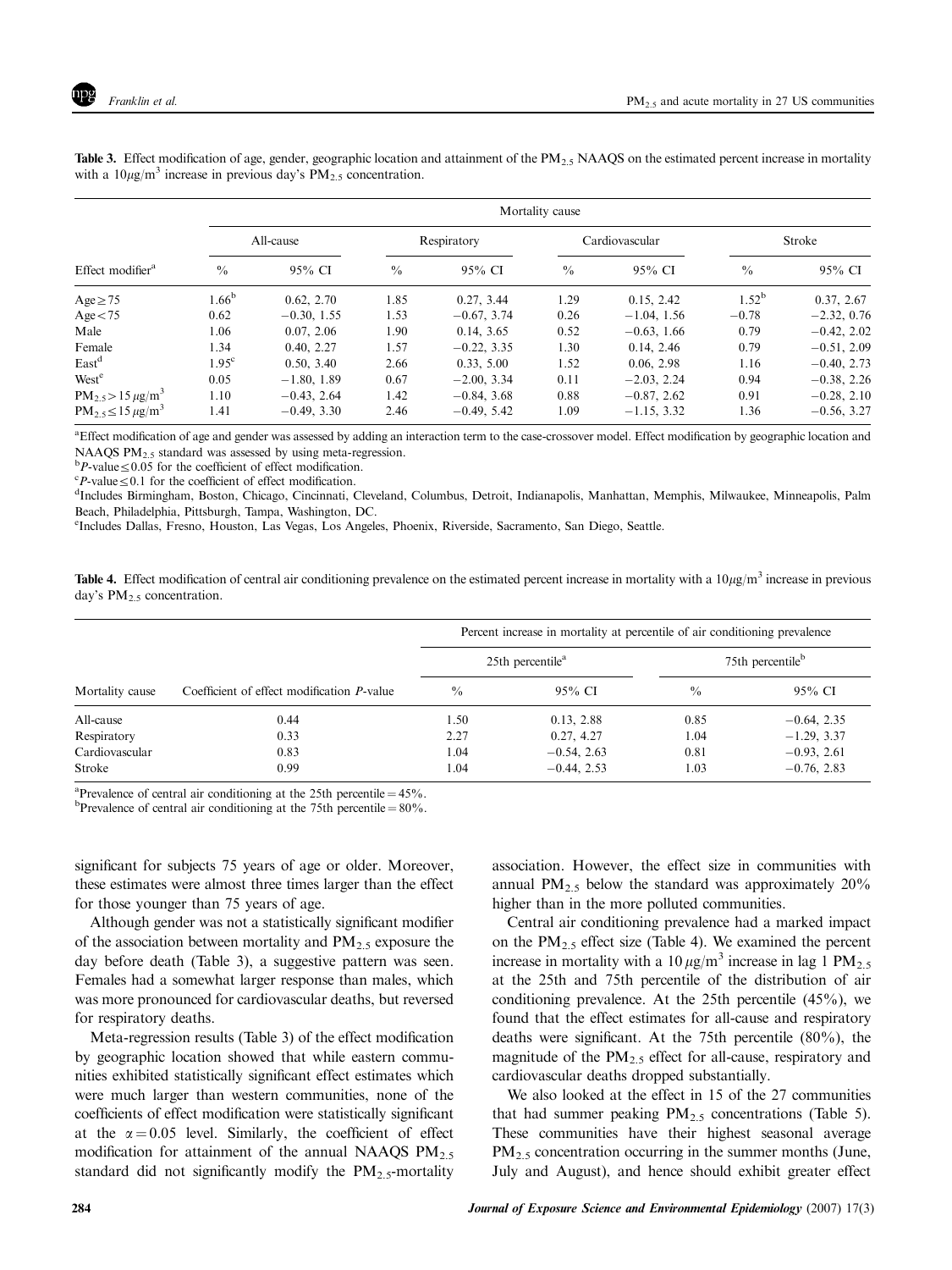**Table 3.** Effect modification of age, gender, geographic location and attainment of the $PM_{2.5}$ NAAQS on the estimated percent increase in mortality with a $10 \mu g/m^3$ increase in previous day's $PM_{2.5}$ concentration.

| Effect modifier[a] | Mortality cause | | | | | | | |
|---|---|---|---|---|---|---|---|---|
| | All-cause | | Respiratory | | Cardiovascular | | Stroke | |
| | % | 95% CI | % | 95% CI | % | 95% CI | % | 95% CI |
| Age ≥ 75 | 1.66[b] | 0.62, 2.70 | 1.85 | 0.27, 3.44 | 1.29 | 0.15, 2.42 | 1.52[b] | 0.37, 2.67 |
| Age < 75 | 0.62 | −0.30, 1.55 | 1.53 | −0.67, 3.74 | 0.26 | −1.04, 1.56 | −0.78 | −2.32, 0.76 |
| Male | 1.06 | 0.07, 2.06 | 1.90 | 0.14, 3.65 | 0.52 | −0.63, 1.66 | 0.79 | −0.42, 2.02 |
| Female | 1.34 | 0.40, 2.27 | 1.57 | −0.22, 3.35 | 1.30 | 0.14, 2.46 | 0.79 | −0.51, 2.09 |
| East[d] | 1.95[c] | 0.50, 3.40 | 2.66 | 0.33, 5.00 | 1.52 | 0.06, 2.98 | 1.16 | −0.40, 2.73 |
| West[e] | 0.05 | −1.80, 1.89 | 0.67 | −2.00, 3.34 | 0.11 | −2.03, 2.24 | 0.94 | −0.38, 2.26 |
| $PM_{2.5} > 15 \mu g/m^3$ | 1.10 | −0.43, 2.64 | 1.42 | −0.84, 3.68 | 0.88 | −0.87, 2.62 | 0.91 | −0.28, 2.10 |
| $PM_{2.5} \leq 15 \mu g/m^3$ | 1.41 | −0.49, 3.30 | 2.46 | −0.49, 5.42 | 1.09 | −1.15, 3.32 | 1.36 | −0.56, 3.27 |

[a]Effect modification of age and gender was assessed by adding an interaction term to the case-crossover model. Effect modification by geographic location and NAAQS $PM_{2.5}$ standard was assessed by using meta-regression.
[b]$P$-value ≤ 0.05 for the coefficient of effect modification.
[c]$P$-value ≤ 0.1 for the coefficient of effect modification.
[d]Includes Birmingham, Boston, Chicago, Cincinnati, Cleveland, Columbus, Detroit, Indianapolis, Manhattan, Memphis, Milwaukee, Minneapolis, Palm Beach, Philadelphia, Pittsburgh, Tampa, Washington, DC.
[e]Includes Dallas, Fresno, Houston, Las Vegas, Los Angeles, Phoenix, Riverside, Sacramento, San Diego, Seattle.

**Table 4.** Effect modification of central air conditioning prevalence on the estimated percent increase in mortality with a $10 \mu g/m^3$ increase in previous day's $PM_{2.5}$ concentration.

| Mortality cause | Coefficient of effect modification $P$-value | Percent increase in mortality at percentile of air conditioning prevalence | | | |
|---|---|---|---|---|---|
| | | 25th percentile[a] | | 75th percentile[b] | |
| | | % | 95% CI | % | 95% CI |
| All-cause | 0.44 | 1.50 | 0.13, 2.88 | 0.85 | −0.64, 2.35 |
| Respiratory | 0.33 | 2.27 | 0.27, 4.27 | 1.04 | −1.29, 3.37 |
| Cardiovascular | 0.83 | 1.04 | −0.54, 2.63 | 0.81 | −0.93, 2.61 |
| Stroke | 0.99 | 1.04 | −0.44, 2.53 | 1.03 | −0.76, 2.83 |

[a]Prevalence of central air conditioning at the 25th percentile = 45%.
[b]Prevalence of central air conditioning at the 75th percentile = 80%.

significant for subjects 75 years of age or older. Moreover, these estimates were almost three times larger than the effect for those younger than 75 years of age.

Although gender was not a statistically significant modifier of the association between mortality and $PM_{2.5}$ exposure the day before death (Table 3), a suggestive pattern was seen. Females had a somewhat larger response than males, which was more pronounced for cardiovascular deaths, but reversed for respiratory deaths.

Meta-regression results (Table 3) of the effect modification by geographic location showed that while eastern communities exhibited statistically significant effect estimates which were much larger than western communities, none of the coefficients of effect modification were statistically significant at the $\alpha = 0.05$ level. Similarly, the coefficient of effect modification for attainment of the annual NAAQS $PM_{2.5}$ standard did not significantly modify the $PM_{2.5}$-mortality association. However, the effect size in communities with annual $PM_{2.5}$ below the standard was approximately 20% higher than in the more polluted communities.

Central air conditioning prevalence had a marked impact on the $PM_{2.5}$ effect size (Table 4). We examined the percent increase in mortality with a $10 \mu g/m^3$ increase in lag 1 $PM_{2.5}$ at the 25th and 75th percentile of the distribution of air conditioning prevalence. At the 25th percentile (45%), we found that the effect estimates for all-cause and respiratory deaths were significant. At the 75th percentile (80%), the magnitude of the $PM_{2.5}$ effect for all-cause, respiratory and cardiovascular deaths dropped substantially.

We also looked at the effect in 15 of the 27 communities that had summer peaking $PM_{2.5}$ concentrations (Table 5). These communities have their highest seasonal average $PM_{2.5}$ concentration occurring in the summer months (June, July and August), and hence should exhibit greater effect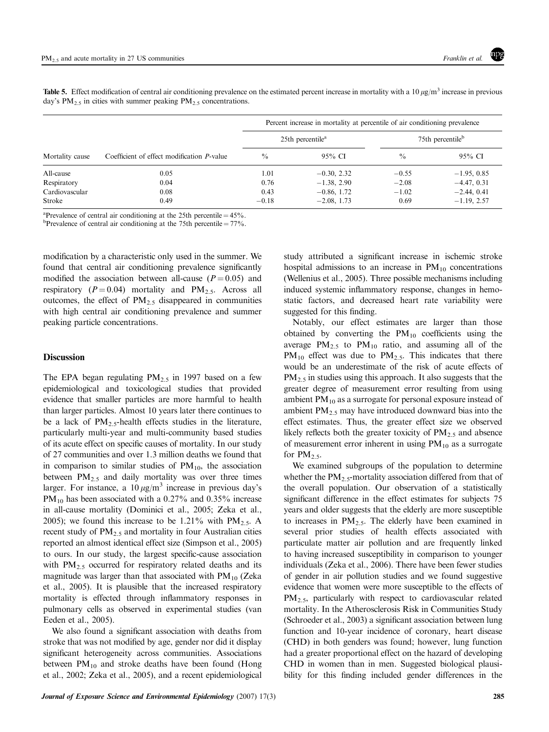**Table 5.** Effect modification of central air conditioning prevalence on the estimated percent increase in mortality with a 10 $\mu g/m^3$ increase in previous day's $PM_{2.5}$ in cities with summer peaking $PM_{2.5}$ concentrations.

| Mortality cause | Coefficient of effect modification P-value | Percent increase in mortality at percentile of air conditioning prevalence | | | |
|---|---|---|---|---|---|
| | | 25th percentile[a] | | 75th percentile[b] | |
| | | % | 95% CI | % | 95% CI |
| All-cause | 0.05 | 1.01 | −0.30, 2.32 | −0.55 | −1.95, 0.85 |
| Respiratory | 0.04 | 0.76 | −1.38, 2.90 | −2.08 | −4.47, 0.31 |
| Cardiovascular | 0.08 | 0.43 | −0.86, 1.72 | −1.02 | −2.44, 0.41 |
| Stroke | 0.49 | −0.18 | −2.08, 1.73 | 0.69 | −1.19, 2.57 |

[a]Prevalence of central air conditioning at the 25th percentile = 45%.
[b]Prevalence of central air conditioning at the 75th percentile = 77%.

modification by a characteristic only used in the summer. We found that central air conditioning prevalence significantly modified the association between all-cause ($P = 0.05$) and respiratory ($P = 0.04$) mortality and $PM_{2.5}$. Across all outcomes, the effect of $PM_{2.5}$ disappeared in communities with high central air conditioning prevalence and summer peaking particle concentrations.

## Discussion

The EPA began regulating $PM_{2.5}$ in 1997 based on a few epidemiological and toxicological studies that provided evidence that smaller particles are more harmful to health than larger particles. Almost 10 years later there continues to be a lack of $PM_{2.5}$-health effects studies in the literature, particularly multi-year and multi-community based studies of its acute effect on specific causes of mortality. In our study of 27 communities and over 1.3 million deaths we found that in comparison to similar studies of $PM_{10}$, the association between $PM_{2.5}$ and daily mortality was over three times larger. For instance, a 10 $\mu g/m^3$ increase in previous day's $PM_{10}$ has been associated with a 0.27% and 0.35% increase in all-cause mortality (Dominici et al., 2005; Zeka et al., 2005); we found this increase to be 1.21% with $PM_{2.5}$. A recent study of $PM_{2.5}$ and mortality in four Australian cities reported an almost identical effect size (Simpson et al., 2005) to ours. In our study, the largest specific-cause association with $PM_{2.5}$ occurred for respiratory related deaths and its magnitude was larger than that associated with $PM_{10}$ (Zeka et al., 2005). It is plausible that the increased respiratory mortality is effected through inflammatory responses in pulmonary cells as observed in experimental studies (van Eeden et al., 2005).

We also found a significant association with deaths from stroke that was not modified by age, gender nor did it display significant heterogeneity across communities. Associations between $PM_{10}$ and stroke deaths have been found (Hong et al., 2002; Zeka et al., 2005), and a recent epidemiological study attributed a significant increase in ischemic stroke hospital admissions to an increase in $PM_{10}$ concentrations (Wellenius et al., 2005). Three possible mechanisms including induced systemic inflammatory response, changes in hemostatic factors, and decreased heart rate variability were suggested for this finding.

Notably, our effect estimates are larger than those obtained by converting the $PM_{10}$ coefficients using the average $PM_{2.5}$ to $PM_{10}$ ratio, and assuming all of the $PM_{10}$ effect was due to $PM_{2.5}$. This indicates that there would be an underestimate of the risk of acute effects of $PM_{2.5}$ in studies using this approach. It also suggests that the greater degree of measurement error resulting from using ambient $PM_{10}$ as a surrogate for personal exposure instead of ambient $PM_{2.5}$ may have introduced downward bias into the effect estimates. Thus, the greater effect size we observed likely reflects both the greater toxicity of $PM_{2.5}$ and absence of measurement error inherent in using $PM_{10}$ as a surrogate for $PM_{2.5}$.

We examined subgroups of the population to determine whether the $PM_{2.5}$-mortality association differed from that of the overall population. Our observation of a statistically significant difference in the effect estimates for subjects 75 years and older suggests that the elderly are more susceptible to increases in $PM_{2.5}$. The elderly have been examined in several prior studies of health effects associated with particulate matter air pollution and are frequently linked to having increased susceptibility in comparison to younger individuals (Zeka et al., 2006). There have been fewer studies of gender in air pollution studies and we found suggestive evidence that women were more susceptible to the effects of $PM_{2.5}$, particularly with respect to cardiovascular related mortality. In the Atherosclerosis Risk in Communities Study (Schroeder et al., 2003) a significant association between lung function and 10-year incidence of coronary, heart disease (CHD) in both genders was found; however, lung function had a greater proportional effect on the hazard of developing CHD in women than in men. Suggested biological plausibility for this finding included gender differences in the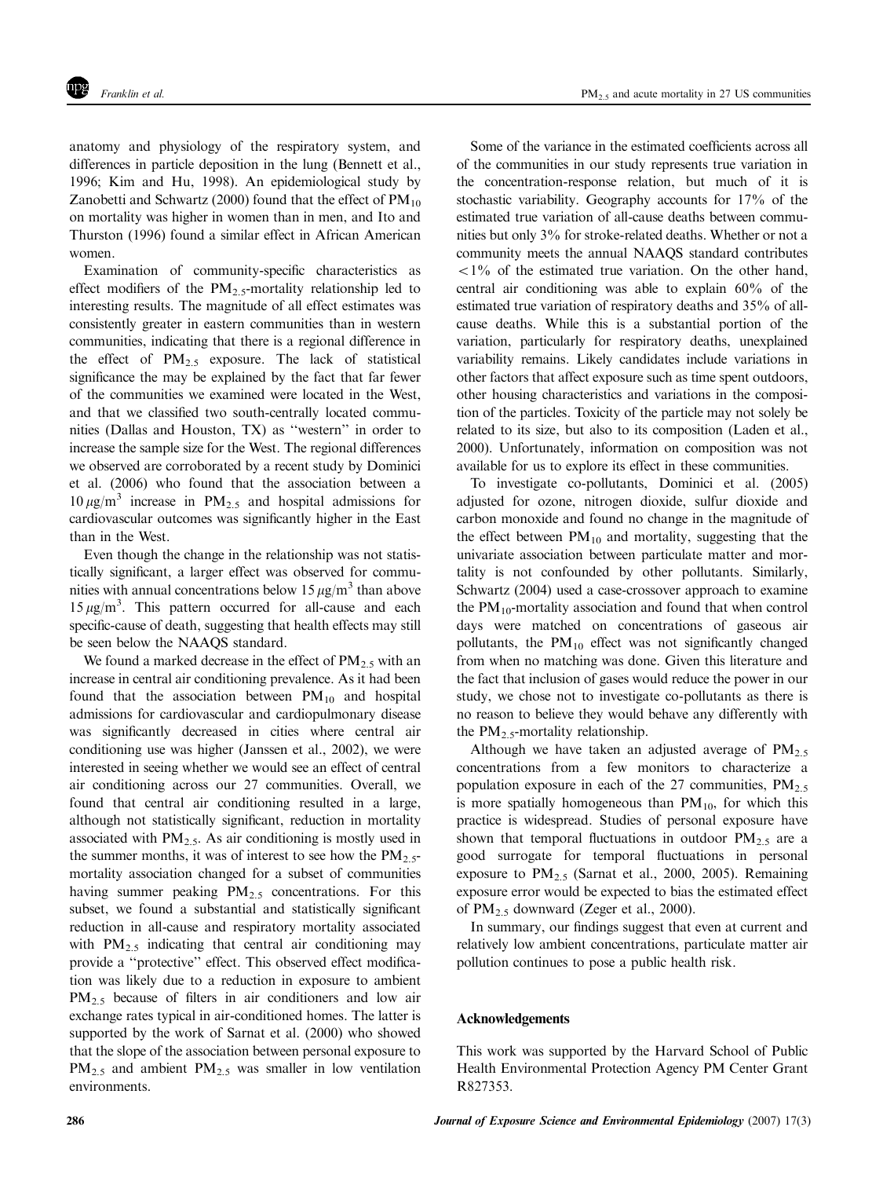anatomy and physiology of the respiratory system, and differences in particle deposition in the lung (Bennett et al., 1996; Kim and Hu, 1998). An epidemiological study by Zanobetti and Schwartz (2000) found that the effect of $PM_{10}$ on mortality was higher in women than in men, and Ito and Thurston (1996) found a similar effect in African American women.

Examination of community-specific characteristics as effect modifiers of the $PM_{2.5}$-mortality relationship led to interesting results. The magnitude of all effect estimates was consistently greater in eastern communities than in western communities, indicating that there is a regional difference in the effect of $PM_{2.5}$ exposure. The lack of statistical significance the may be explained by the fact that far fewer of the communities we examined were located in the West, and that we classified two south-centrally located communities (Dallas and Houston, TX) as ''western'' in order to increase the sample size for the West. The regional differences we observed are corroborated by a recent study by Dominici et al. (2006) who found that the association between a $10\,\mu g/m^3$ increase in $PM_{2.5}$ and hospital admissions for cardiovascular outcomes was significantly higher in the East than in the West.

Even though the change in the relationship was not statistically significant, a larger effect was observed for communities with annual concentrations below $15\,\mu g/m^3$ than above $15\,\mu g/m^3$. This pattern occurred for all-cause and each specific-cause of death, suggesting that health effects may still be seen below the NAAQS standard.

We found a marked decrease in the effect of $PM_{2.5}$ with an increase in central air conditioning prevalence. As it had been found that the association between $PM_{10}$ and hospital admissions for cardiovascular and cardiopulmonary disease was significantly decreased in cities where central air conditioning use was higher (Janssen et al., 2002), we were interested in seeing whether we would see an effect of central air conditioning across our 27 communities. Overall, we found that central air conditioning resulted in a large, although not statistically significant, reduction in mortality associated with $PM_{2.5}$. As air conditioning is mostly used in the summer months, it was of interest to see how the $PM_{2.5}$-mortality association changed for a subset of communities having summer peaking $PM_{2.5}$ concentrations. For this subset, we found a substantial and statistically significant reduction in all-cause and respiratory mortality associated with $PM_{2.5}$ indicating that central air conditioning may provide a ''protective'' effect. This observed effect modification was likely due to a reduction in exposure to ambient $PM_{2.5}$ because of filters in air conditioners and low air exchange rates typical in air-conditioned homes. The latter is supported by the work of Sarnat et al. (2000) who showed that the slope of the association between personal exposure to $PM_{2.5}$ and ambient $PM_{2.5}$ was smaller in low ventilation environments.

Some of the variance in the estimated coefficients across all of the communities in our study represents true variation in the concentration-response relation, but much of it is stochastic variability. Geography accounts for 17% of the estimated true variation of all-cause deaths between communities but only 3% for stroke-related deaths. Whether or not a community meets the annual NAAQS standard contributes $<1\%$ of the estimated true variation. On the other hand, central air conditioning was able to explain 60% of the estimated true variation of respiratory deaths and 35% of all-cause deaths. While this is a substantial portion of the variation, particularly for respiratory deaths, unexplained variability remains. Likely candidates include variations in other factors that affect exposure such as time spent outdoors, other housing characteristics and variations in the composition of the particles. Toxicity of the particle may not solely be related to its size, but also to its composition (Laden et al., 2000). Unfortunately, information on composition was not available for us to explore its effect in these communities.

To investigate co-pollutants, Dominici et al. (2005) adjusted for ozone, nitrogen dioxide, sulfur dioxide and carbon monoxide and found no change in the magnitude of the effect between $PM_{10}$ and mortality, suggesting that the univariate association between particulate matter and mortality is not confounded by other pollutants. Similarly, Schwartz (2004) used a case-crossover approach to examine the $PM_{10}$-mortality association and found that when control days were matched on concentrations of gaseous air pollutants, the $PM_{10}$ effect was not significantly changed from when no matching was done. Given this literature and the fact that inclusion of gases would reduce the power in our study, we chose not to investigate co-pollutants as there is no reason to believe they would behave any differently with the $PM_{2.5}$-mortality relationship.

Although we have taken an adjusted average of $PM_{2.5}$ concentrations from a few monitors to characterize a population exposure in each of the 27 communities, $PM_{2.5}$ is more spatially homogeneous than $PM_{10}$, for which this practice is widespread. Studies of personal exposure have shown that temporal fluctuations in outdoor $PM_{2.5}$ are a good surrogate for temporal fluctuations in personal exposure to $PM_{2.5}$ (Sarnat et al., 2000, 2005). Remaining exposure error would be expected to bias the estimated effect of $PM_{2.5}$ downward (Zeger et al., 2000).

In summary, our findings suggest that even at current and relatively low ambient concentrations, particulate matter air pollution continues to pose a public health risk.

## Acknowledgements

This work was supported by the Harvard School of Public Health Environmental Protection Agency PM Center Grant R827353.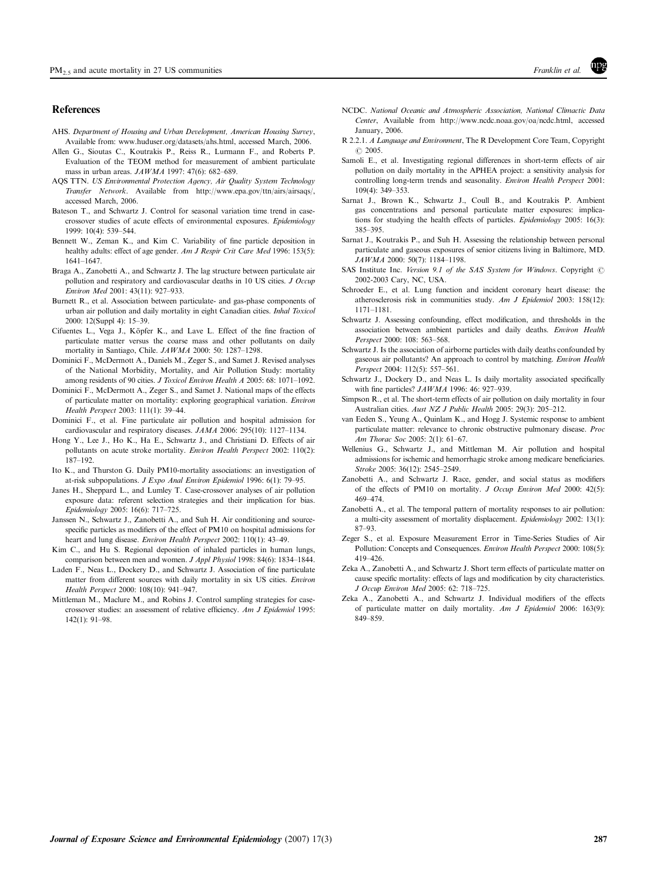## References

AHS. *Department of Housing and Urban Development, American Housing Survey*, Available from: www.huduser.org/datasets/ahs.html, accessed March, 2006.

Allen G., Sioutas C., Koutrakis P., Reiss R., Lurmann F., and Roberts P. Evaluation of the TEOM method for measurement of ambient particulate mass in urban areas. *JAWMA* 1997: 47(6): 682–689.

AQS TTN. *US Environmental Protection Agency, Air Quality System Technology Transfer Network*. Available from http://www.epa.gov/ttn/airs/airsaqs/, accessed March, 2006.

Bateson T., and Schwartz J. Control for seasonal variation time trend in case-crossover studies of acute effects of environmental exposures. *Epidemiology* 1999: 10(4): 539–544.

Bennett W., Zeman K., and Kim C. Variability of fine particle deposition in healthy adults: effect of age gender. *Am J Respir Crit Care Med* 1996: 153(5): 1641–1647.

Braga A., Zanobetti A., and Schwartz J. The lag structure between particulate air pollution and respiratory and cardiovascular deaths in 10 US cities. *J Occup Environ Med* 2001: 43(11): 927–933.

Burnett R., et al. Association between particulate- and gas-phase components of urban air pollution and daily mortality in eight Canadian cities. *Inhal Toxicol* 2000: 12(Suppl 4): 15–39.

Cifuentes L., Vega J., Köpfer K., and Lave L. Effect of the fine fraction of particulate matter versus the coarse mass and other pollutants on daily mortality in Santiago, Chile. *JAWMA* 2000: 50: 1287–1298.

Dominici F., McDermott A., Daniels M., Zeger S., and Samet J. Revised analyses of the National Morbidity, Mortality, and Air Pollution Study: mortality among residents of 90 cities. *J Toxicol Environ Health A* 2005: 68: 1071–1092.

Dominici F., McDermott A., Zeger S., and Samet J. National maps of the effects of particulate matter on mortality: exploring geographical variation. *Environ Health Perspect* 2003: 111(1): 39–44.

Dominici F., et al. Fine particulate air pollution and hospital admission for cardiovascular and respiratory diseases. *JAMA* 2006: 295(10): 1127–1134.

Hong Y., Lee J., Ho K., Ha E., Schwartz J., and Christiani D. Effects of air pollutants on acute stroke mortality. *Environ Health Perspect* 2002: 110(2): 187–192.

Ito K., and Thurston G. Daily PM10-mortality associations: an investigation of at-risk subpopulations. *J Expo Anal Environ Epidemiol* 1996: 6(1): 79–95.

Janes H., Sheppard L., and Lumley T. Case-crossover analyses of air pollution exposure data: referent selection strategies and their implication for bias. *Epidemiology* 2005: 16(6): 717–725.

Janssen N., Schwartz J., Zanobetti A., and Suh H. Air conditioning and source-specific particles as modifiers of the effect of PM10 on hospital admissions for heart and lung disease. *Environ Health Perspect* 2002: 110(1): 43–49.

Kim C., and Hu S. Regional deposition of inhaled particles in human lungs, comparison between men and women. *J Appl Physiol* 1998: 84(6): 1834–1844.

Laden F., Neas L., Dockery D., and Schwartz J. Association of fine particulate matter from different sources with daily mortality in six US cities. *Environ Health Perspect* 2000: 108(10): 941–947.

Mittleman M., Maclure M., and Robins J. Control sampling strategies for case-crossover studies: an assessment of relative efficiency. *Am J Epidemiol* 1995: 142(1): 91–98.

NCDC. *National Oceanic and Atmospheric Association, National Climactic Data Center*, Available from http://www.ncdc.noaa.gov/oa/ncdc.html, accessed January, 2006.

R 2.2.1. *A Language and Environment*, The R Development Core Team, Copyright © 2005.

Samoli E., et al. Investigating regional differences in short-term effects of air pollution on daily mortality in the APHEA project: a sensitivity analysis for controlling long-term trends and seasonality. *Environ Health Perspect* 2001: 109(4): 349–353.

Sarnat J., Brown K., Schwartz J., Coull B., and Koutrakis P. Ambient gas concentrations and personal particulate matter exposures: implications for studying the health effects of particles. *Epidemiology* 2005: 16(3): 385–395.

Sarnat J., Koutrakis P., and Suh H. Assessing the relationship between personal particulate and gaseous exposures of senior citizens living in Baltimore, MD. *JAWMA* 2000: 50(7): 1184–1198.

SAS Institute Inc. *Version 9.1 of the SAS System for Windows*. Copyright © 2002-2003 Cary, NC, USA.

Schroeder E., et al. Lung function and incident coronary heart disease: the atherosclerosis risk in communities study. *Am J Epidemiol* 2003: 158(12): 1171–1181.

Schwartz J. Assessing confounding, effect modification, and thresholds in the association between ambient particles and daily deaths. *Environ Health Perspect* 2000: 108: 563–568.

Schwartz J. Is the association of airborne particles with daily deaths confounded by gaseous air pollutants? An approach to control by matching. *Environ Health Perspect* 2004: 112(5): 557–561.

Schwartz J., Dockery D., and Neas L. Is daily mortality associated specifically with fine particles? *JAWMA* 1996: 46: 927–939.

Simpson R., et al. The short-term effects of air pollution on daily mortality in four Australian cities. *Aust NZ J Public Health* 2005: 29(3): 205–212.

van Eeden S., Yeung A., Quinlam K., and Hogg J. Systemic response to ambient particulate matter: relevance to chronic obstructive pulmonary disease. *Proc Am Thorac Soc* 2005: 2(1): 61–67.

Wellenius G., Schwartz J., and Mittleman M. Air pollution and hospital admissions for ischemic and hemorrhagic stroke among medicare beneficiaries. *Stroke* 2005: 36(12): 2545–2549.

Zanobetti A., and Schwartz J. Race, gender, and social status as modifiers of the effects of PM10 on mortality. *J Occup Environ Med* 2000: 42(5): 469–474.

Zanobetti A., et al. The temporal pattern of mortality responses to air pollution: a multi-city assessment of mortality displacement. *Epidemiology* 2002: 13(1): 87–93.

Zeger S., et al. Exposure Measurement Error in Time-Series Studies of Air Pollution: Concepts and Consequences. *Environ Health Perspect* 2000: 108(5): 419–426.

Zeka A., Zanobetti A., and Schwartz J. Short term effects of particulate matter on cause specific mortality: effects of lags and modification by city characteristics. *J Occup Environ Med* 2005: 62: 718–725.

Zeka A., Zanobetti A., and Schwartz J. Individual modifiers of the effects of particulate matter on daily mortality. *Am J Epidemiol* 2006: 163(9): 849–859.